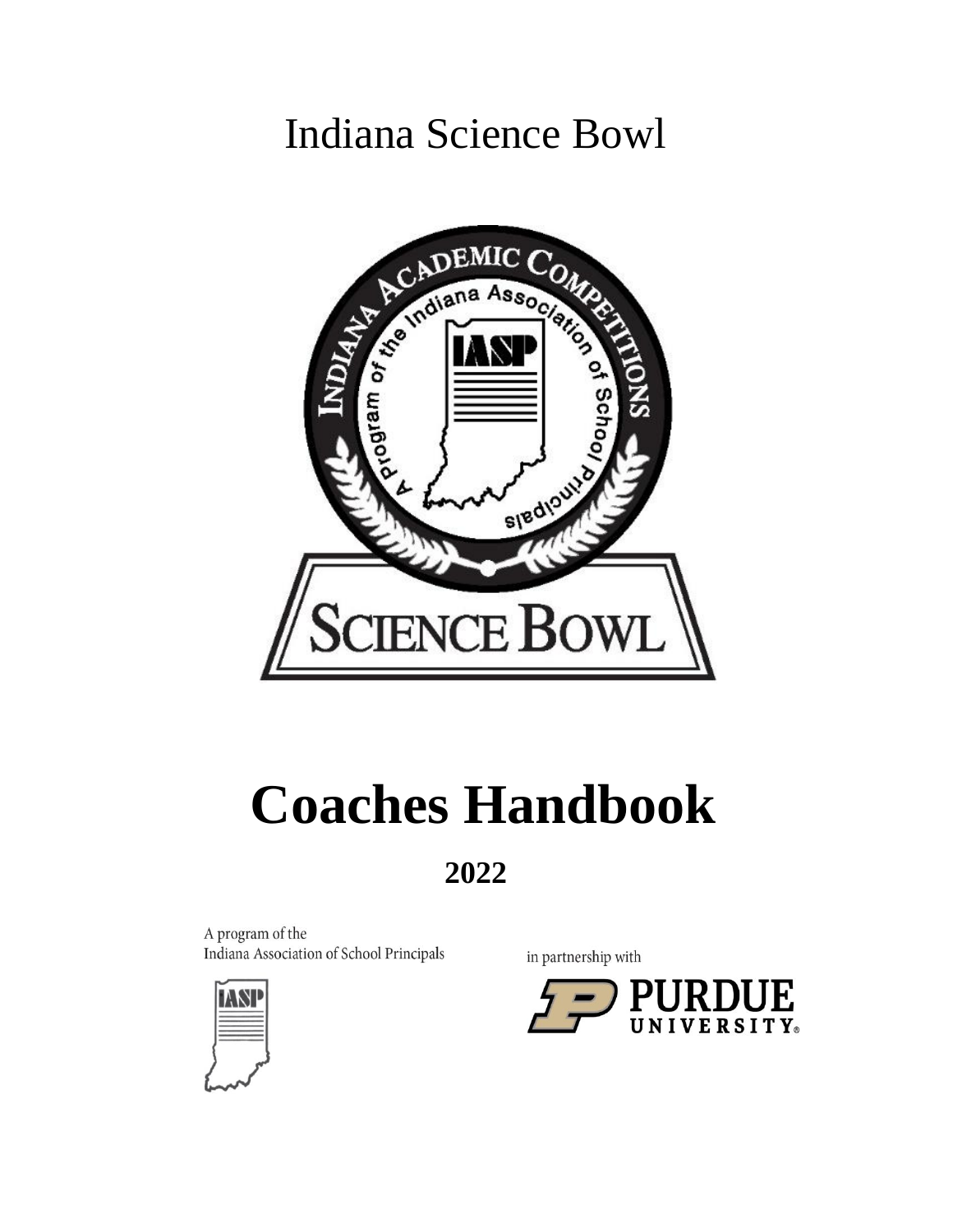# Indiana Science Bowl

# Coaches Handbook

## 2022

A program of the
Indiana Association of School Principals

in partnership with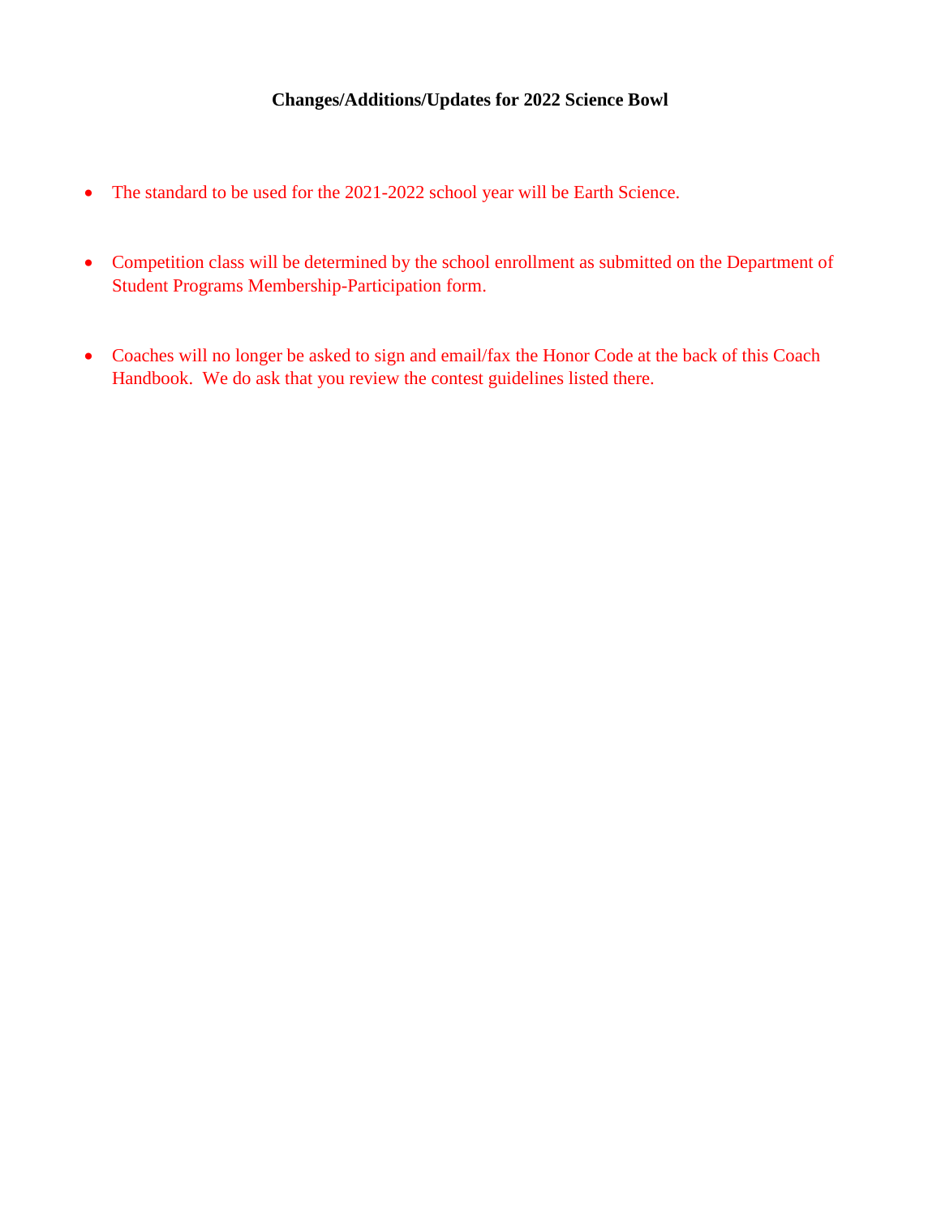**Changes/Additions/Updates for 2022 Science Bowl**

- The standard to be used for the 2021-2022 school year will be Earth Science.
- Competition class will be determined by the school enrollment as submitted on the Department of Student Programs Membership-Participation form.
- Coaches will no longer be asked to sign and email/fax the Honor Code at the back of this Coach Handbook. We do ask that you review the contest guidelines listed there.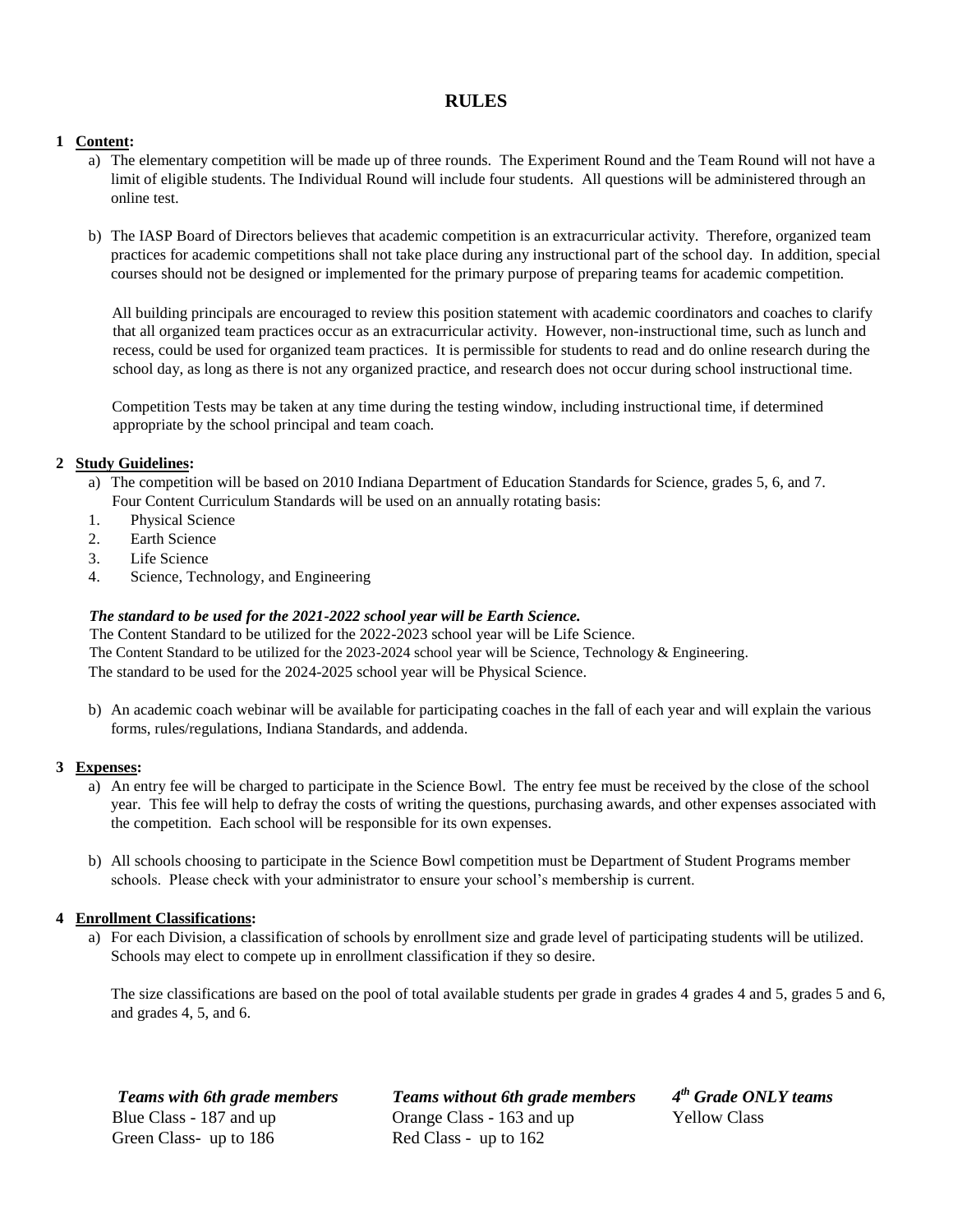# RULES

**1 Content:**

a) The elementary competition will be made up of three rounds. The Experiment Round and the Team Round will not have a limit of eligible students. The Individual Round will include four students. All questions will be administered through an online test.

b) The IASP Board of Directors believes that academic competition is an extracurricular activity. Therefore, organized team practices for academic competitions shall not take place during any instructional part of the school day. In addition, special courses should not be designed or implemented for the primary purpose of preparing teams for academic competition.

All building principals are encouraged to review this position statement with academic coordinators and coaches to clarify that all organized team practices occur as an extracurricular activity. However, non-instructional time, such as lunch and recess, could be used for organized team practices. It is permissible for students to read and do online research during the school day, as long as there is not any organized practice, and research does not occur during school instructional time.

Competition Tests may be taken at any time during the testing window, including instructional time, if determined appropriate by the school principal and team coach.

**2 Study Guidelines:**

a) The competition will be based on 2010 Indiana Department of Education Standards for Science, grades 5, 6, and 7. Four Content Curriculum Standards will be used on an annually rotating basis:

1. Physical Science
2. Earth Science
3. Life Science
4. Science, Technology, and Engineering

***The standard to be used for the 2021-2022 school year will be Earth Science.***
The Content Standard to be utilized for the 2022-2023 school year will be Life Science.
The Content Standard to be utilized for the 2023-2024 school year will be Science, Technology & Engineering.
The standard to be used for the 2024-2025 school year will be Physical Science.

b) An academic coach webinar will be available for participating coaches in the fall of each year and will explain the various forms, rules/regulations, Indiana Standards, and addenda.

**3 Expenses:**

a) An entry fee will be charged to participate in the Science Bowl. The entry fee must be received by the close of the school year. This fee will help to defray the costs of writing the questions, purchasing awards, and other expenses associated with the competition. Each school will be responsible for its own expenses.

b) All schools choosing to participate in the Science Bowl competition must be Department of Student Programs member schools. Please check with your administrator to ensure your school's membership is current.

**4 Enrollment Classifications:**

a) For each Division, a classification of schools by enrollment size and grade level of participating students will be utilized. Schools may elect to compete up in enrollment classification if they so desire.

The size classifications are based on the pool of total available students per grade in grades 4 grades 4 and 5, grades 5 and 6, and grades 4, 5, and 6.

| ***Teams with 6th grade members*** | ***Teams without 6th grade members*** | ***4th Grade ONLY teams*** |
|---|---|---|
| Blue Class - 187 and up | Orange Class - 163 and up | Yellow Class |
| Green Class- up to 186 | Red Class - up to 162 | |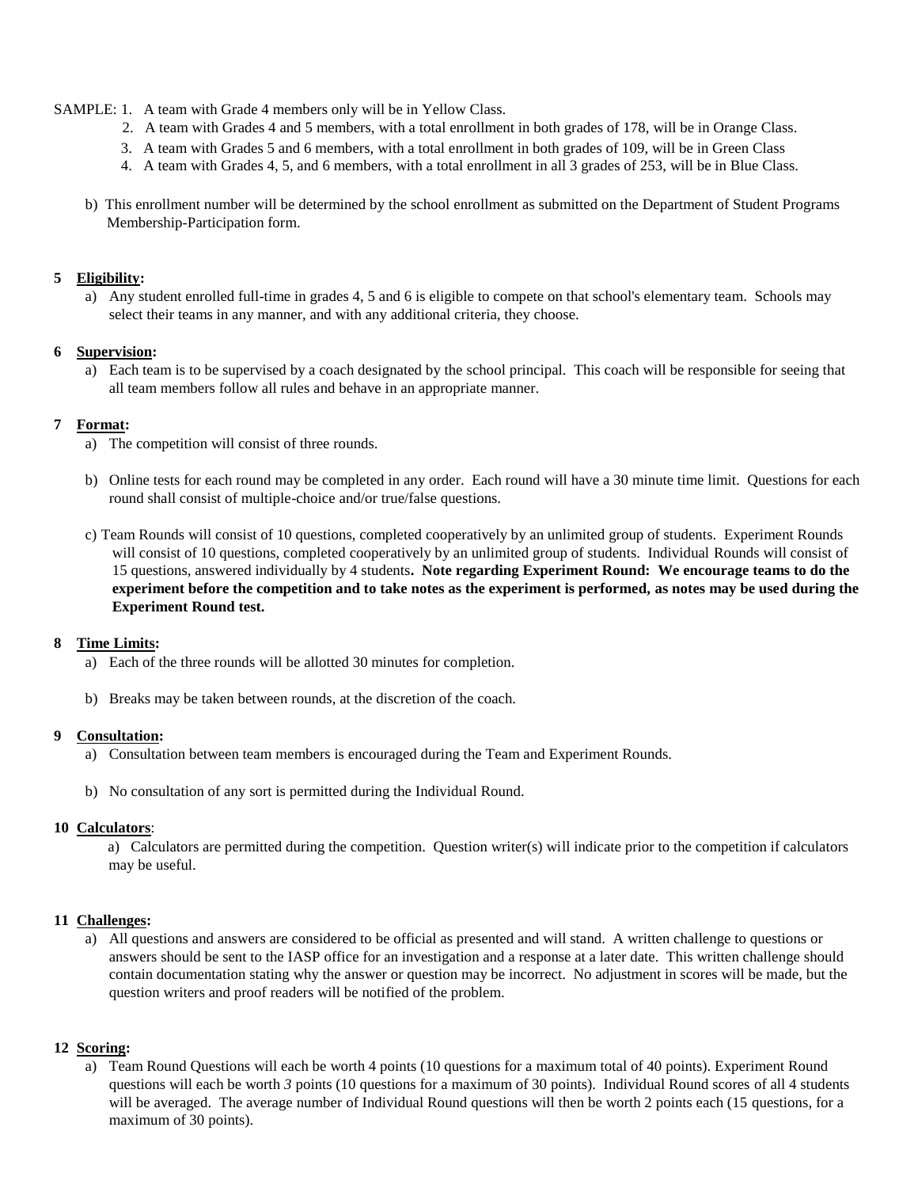SAMPLE: 1. A team with Grade 4 members only will be in Yellow Class.

2. A team with Grades 4 and 5 members, with a total enrollment in both grades of 178, will be in Orange Class.
3. A team with Grades 5 and 6 members, with a total enrollment in both grades of 109, will be in Green Class
4. A team with Grades 4, 5, and 6 members, with a total enrollment in all 3 grades of 253, will be in Blue Class.

b) This enrollment number will be determined by the school enrollment as submitted on the Department of Student Programs Membership-Participation form.

**5 Eligibility:**

a) Any student enrolled full-time in grades 4, 5 and 6 is eligible to compete on that school's elementary team. Schools may select their teams in any manner, and with any additional criteria, they choose.

**6 Supervision:**

a) Each team is to be supervised by a coach designated by the school principal. This coach will be responsible for seeing that all team members follow all rules and behave in an appropriate manner.

**7 Format:**

a) The competition will consist of three rounds.

b) Online tests for each round may be completed in any order. Each round will have a 30 minute time limit. Questions for each round shall consist of multiple-choice and/or true/false questions.

c) Team Rounds will consist of 10 questions, completed cooperatively by an unlimited group of students. Experiment Rounds will consist of 10 questions, completed cooperatively by an unlimited group of students. Individual Rounds will consist of 15 questions, answered individually by 4 students**. Note regarding Experiment Round: We encourage teams to do the experiment before the competition and to take notes as the experiment is performed, as notes may be used during the Experiment Round test.**

**8 Time Limits:**

a) Each of the three rounds will be allotted 30 minutes for completion.

b) Breaks may be taken between rounds, at the discretion of the coach.

**9 Consultation:**

a) Consultation between team members is encouraged during the Team and Experiment Rounds.

b) No consultation of any sort is permitted during the Individual Round.

**10 Calculators**:

a) Calculators are permitted during the competition. Question writer(s) will indicate prior to the competition if calculators may be useful.

**11 Challenges:**

a) All questions and answers are considered to be official as presented and will stand. A written challenge to questions or answers should be sent to the IASP office for an investigation and a response at a later date. This written challenge should contain documentation stating why the answer or question may be incorrect. No adjustment in scores will be made, but the question writers and proof readers will be notified of the problem.

**12 Scoring:**

a) Team Round Questions will each be worth 4 points (10 questions for a maximum total of 40 points). Experiment Round questions will each be worth *3* points (10 questions for a maximum of 30 points). Individual Round scores of all 4 students will be averaged. The average number of Individual Round questions will then be worth 2 points each (15 questions, for a maximum of 30 points).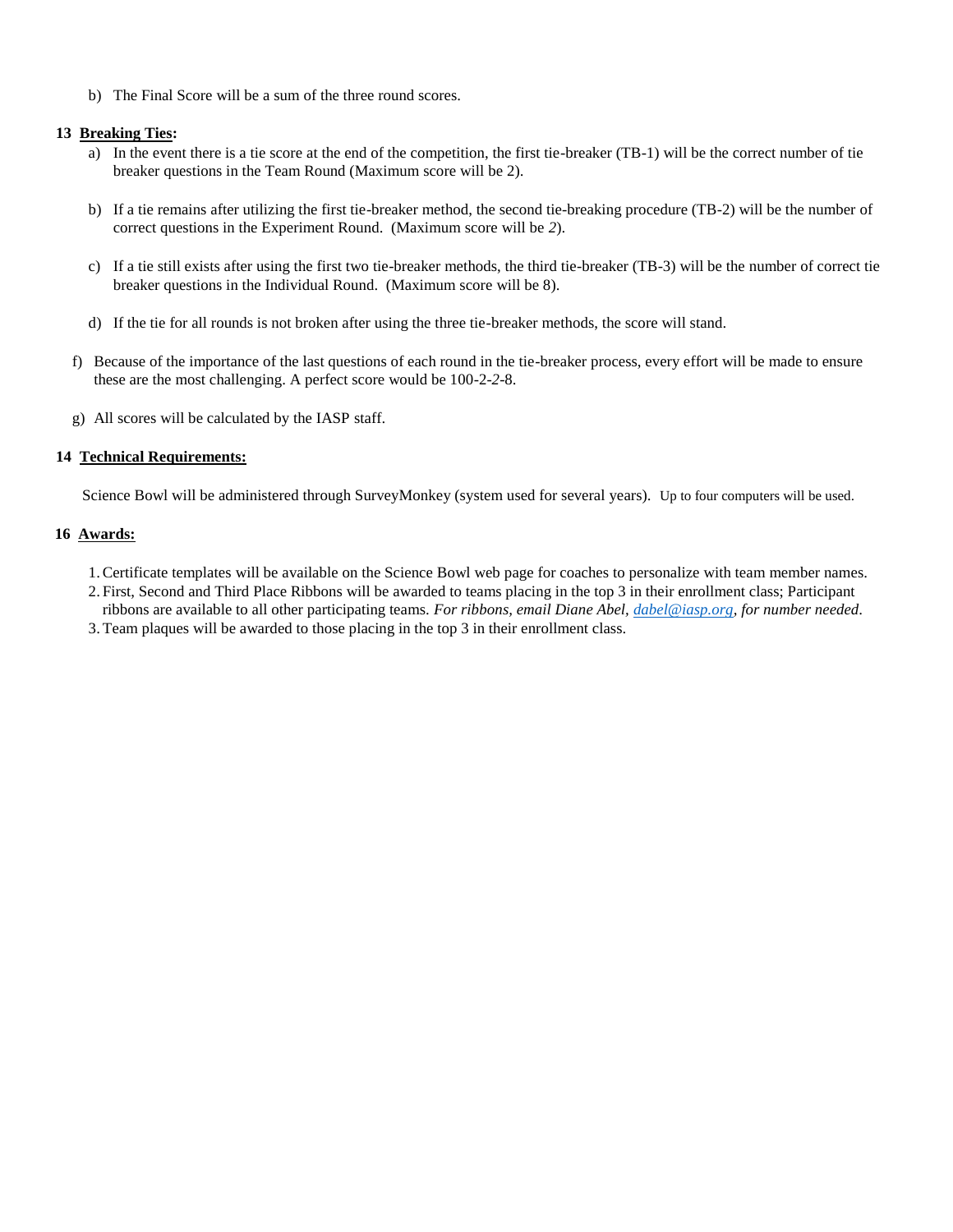b) The Final Score will be a sum of the three round scores.

**13 Breaking Ties:**

a) In the event there is a tie score at the end of the competition, the first tie-breaker (TB-1) will be the correct number of tie breaker questions in the Team Round (Maximum score will be 2).

b) If a tie remains after utilizing the first tie-breaker method, the second tie-breaking procedure (TB-2) will be the number of correct questions in the Experiment Round. (Maximum score will be *2*).

c) If a tie still exists after using the first two tie-breaker methods, the third tie-breaker (TB-3) will be the number of correct tie breaker questions in the Individual Round. (Maximum score will be 8).

d) If the tie for all rounds is not broken after using the three tie-breaker methods, the score will stand.

f) Because of the importance of the last questions of each round in the tie-breaker process, every effort will be made to ensure these are the most challenging. A perfect score would be 100-2-*2*-8.

g) All scores will be calculated by the IASP staff.

**14 Technical Requirements:**

Science Bowl will be administered through SurveyMonkey (system used for several years). Up to four computers will be used.

**16 Awards:**

1. Certificate templates will be available on the Science Bowl web page for coaches to personalize with team member names.
2. First, Second and Third Place Ribbons will be awarded to teams placing in the top 3 in their enrollment class; Participant ribbons are available to all other participating teams. *For ribbons, email Diane Abel, dabel@iasp.org, for number needed.*
3. Team plaques will be awarded to those placing in the top 3 in their enrollment class.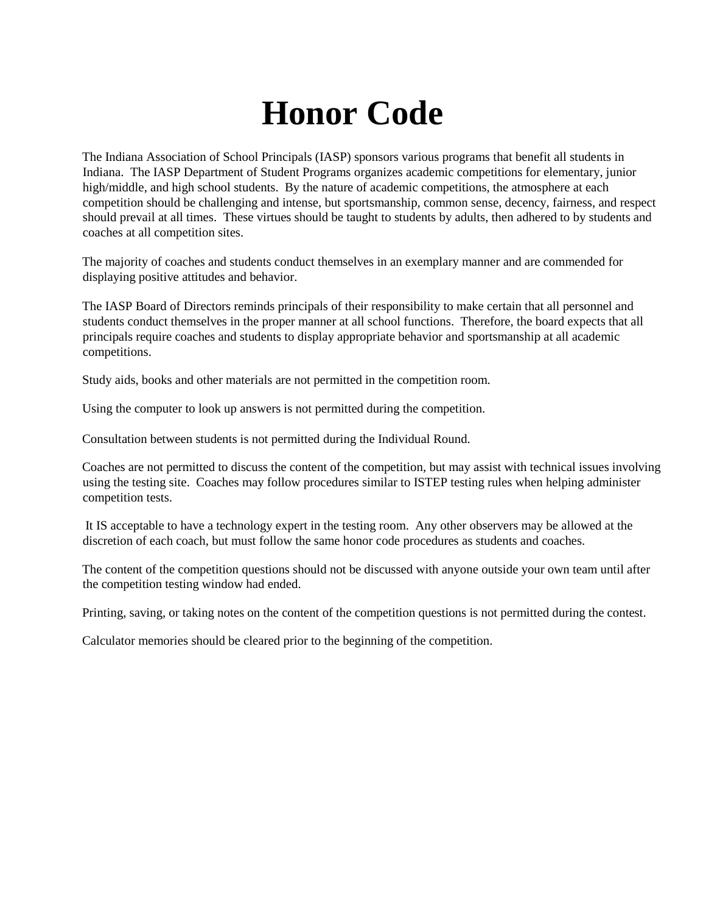# Honor Code

The Indiana Association of School Principals (IASP) sponsors various programs that benefit all students in Indiana. The IASP Department of Student Programs organizes academic competitions for elementary, junior high/middle, and high school students. By the nature of academic competitions, the atmosphere at each competition should be challenging and intense, but sportsmanship, common sense, decency, fairness, and respect should prevail at all times. These virtues should be taught to students by adults, then adhered to by students and coaches at all competition sites.

The majority of coaches and students conduct themselves in an exemplary manner and are commended for displaying positive attitudes and behavior.

The IASP Board of Directors reminds principals of their responsibility to make certain that all personnel and students conduct themselves in the proper manner at all school functions. Therefore, the board expects that all principals require coaches and students to display appropriate behavior and sportsmanship at all academic competitions.

Study aids, books and other materials are not permitted in the competition room.

Using the computer to look up answers is not permitted during the competition.

Consultation between students is not permitted during the Individual Round.

Coaches are not permitted to discuss the content of the competition, but may assist with technical issues involving using the testing site. Coaches may follow procedures similar to ISTEP testing rules when helping administer competition tests.

It IS acceptable to have a technology expert in the testing room. Any other observers may be allowed at the discretion of each coach, but must follow the same honor code procedures as students and coaches.

The content of the competition questions should not be discussed with anyone outside your own team until after the competition testing window had ended.

Printing, saving, or taking notes on the content of the competition questions is not permitted during the contest.

Calculator memories should be cleared prior to the beginning of the competition.